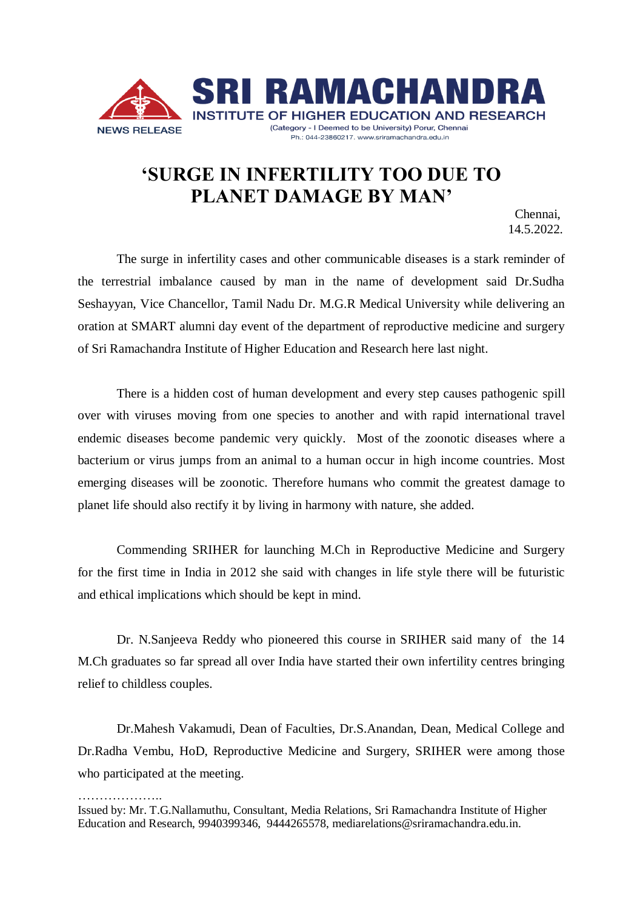SRI RAMACHANDRA
INSTITUTE OF HIGHER EDUCATION AND RESEARCH
(Category - I Deemed to be University) Porur, Chennai
Ph.: 044-23860217. www.sriramachandra.edu.in

NEWS RELEASE

# 'SURGE IN INFERTILITY TOO DUE TO PLANET DAMAGE BY MAN'

Chennai,
14.5.2022.

The surge in infertility cases and other communicable diseases is a stark reminder of the terrestrial imbalance caused by man in the name of development said Dr.Sudha Seshayyan, Vice Chancellor, Tamil Nadu Dr. M.G.R Medical University while delivering an oration at SMART alumni day event of the department of reproductive medicine and surgery of Sri Ramachandra Institute of Higher Education and Research here last night.

There is a hidden cost of human development and every step causes pathogenic spill over with viruses moving from one species to another and with rapid international travel endemic diseases become pandemic very quickly. Most of the zoonotic diseases where a bacterium or virus jumps from an animal to a human occur in high income countries. Most emerging diseases will be zoonotic. Therefore humans who commit the greatest damage to planet life should also rectify it by living in harmony with nature, she added.

Commending SRIHER for launching M.Ch in Reproductive Medicine and Surgery for the first time in India in 2012 she said with changes in life style there will be futuristic and ethical implications which should be kept in mind.

Dr. N.Sanjeeva Reddy who pioneered this course in SRIHER said many of the 14 M.Ch graduates so far spread all over India have started their own infertility centres bringing relief to childless couples.

Dr.Mahesh Vakamudi, Dean of Faculties, Dr.S.Anandan, Dean, Medical College and Dr.Radha Vembu, HoD, Reproductive Medicine and Surgery, SRIHER were among those who participated at the meeting.

………………..

Issued by: Mr. T.G.Nallamuthu, Consultant, Media Relations, Sri Ramachandra Institute of Higher Education and Research, 9940399346, 9444265578, mediarelations@sriramachandra.edu.in.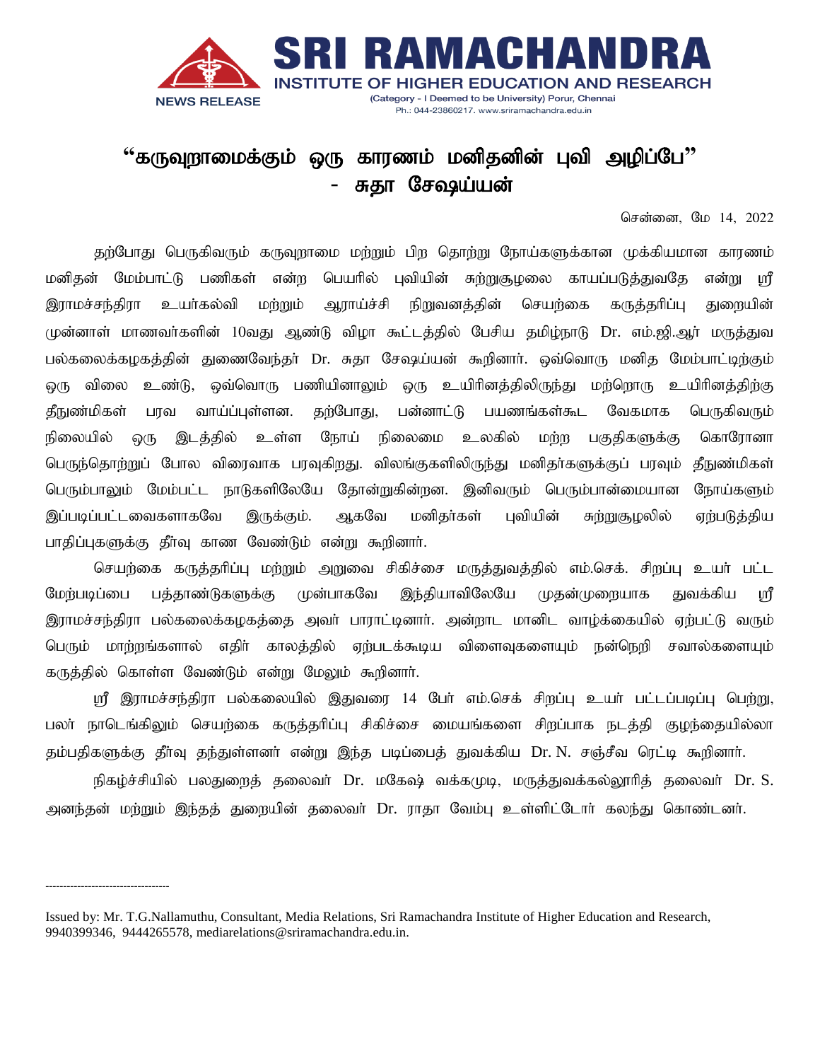**SRI RAMACHANDRA**
INSTITUTE OF HIGHER EDUCATION AND RESEARCH
(Category - I Deemed to be University) Porur, Chennai
Ph.: 044-23860217. www.sriramachandra.edu.in

NEWS RELEASE

# “கருவுறாமைக்கும் ஒரு காரணம் மனிதனின் புவி அழிப்பே” - சுதா சேஷய்யன்

சென்னை, மே 14, 2022

தற்போது பெருகிவரும் கருவுறாமை மற்றும் பிற தொற்று நோய்களுக்கான முக்கியமான காரணம் மனிதன் மேம்பாட்டு பணிகள் என்ற பெயரில் புவியின் சுற்றுசூழலை காயப்படுத்துவதே என்று ஸ்ரீ இராமச்சந்திரா உயர்கல்வி மற்றும் ஆராய்ச்சி நிறுவனத்தின் செயற்கை கருத்தரிப்பு துறையின் முன்னாள் மாணவர்களின் 10வது ஆண்டு விழா கூட்டத்தில் பேசிய தமிழ்நாடு Dr. எம்.ஜி.ஆர் மருத்துவ பல்கலைக்கழகத்தின் துணைவேந்தர் Dr. சுதா சேஷய்யன் கூறினார். ஒவ்வொரு மனித மேம்பாட்டிற்கும் ஒரு விலை உண்டு, ஒவ்வொரு பணியினாலும் ஒரு உயிரினத்திலிருந்து மற்றொரு உயிரினத்திற்கு தீநுண்மிகள் பரவ வாய்ப்புள்ளன. தற்போது, பன்னாட்டு பயணங்கள்கூட வேகமாக பெருகிவரும் நிலையில் ஒரு இடத்தில் உள்ள நோய் நிலைமை உலகில் மற்ற பகுதிகளுக்கு கொரோனா பெருந்தொற்றுப் போல விரைவாக பரவுகிறது. விலங்குகளிலிருந்து மனிதர்களுக்குப் பரவும் தீநுண்மிகள் பெரும்பாலும் மேம்பட்ட நாடுகளிலேயே தோன்றுகின்றன. இனிவரும் பெரும்பான்மையான நோய்களும் இப்படிப்பட்டவைகளாகவே இருக்கும். ஆகவே மனிதர்கள் புவியின் சுற்றுசூழலில் ஏற்படுத்திய பாதிப்புகளுக்கு தீர்வு காண வேண்டும் என்று கூறினார்.

செயற்கை கருத்தரிப்பு மற்றும் அறுவை சிகிச்சை மருத்துவத்தில் எம்.செக். சிறப்பு உயர் பட்ட மேற்படிப்பை பத்தாண்டுகளுக்கு முன்பாகவே இந்தியாவிலேயே முதன்முறையாக துவக்கிய ஸ்ரீ இராமச்சந்திரா பல்கலைக்கழகத்தை அவர் பாராட்டினார். அன்றாட மானிட வாழ்க்கையில் ஏற்பட்டு வரும் பெரும் மாற்றங்களால் எதிர் காலத்தில் ஏற்படக்கூடிய விளைவுகளையும் நன்நெறி சவால்களையும் கருத்தில் கொள்ள வேண்டும் என்று மேலும் கூறினார்.

ஸ்ரீ இராமச்சந்திரா பல்கலையில் இதுவரை 14 பேர் எம்.செக் சிறப்பு உயர் பட்டப்படிப்பு பெற்று, பலர் நாடெங்கிலும் செயற்கை கருத்தரிப்பு சிகிச்சை மையங்களை சிறப்பாக நடத்தி குழந்தையில்லா தம்பதிகளுக்கு தீர்வு தந்துள்ளனர் என்று இந்த படிப்பைத் துவக்கிய Dr. N. சஞ்சீவ ரெட்டி கூறினார்.

நிகழ்ச்சியில் பலதுறைத் தலைவர் Dr. மகேஷ் வக்கமுடி, மருத்துவக்கல்லூரித் தலைவர் Dr. S. அனந்தன் மற்றும் இந்தத் துறையின் தலைவர் Dr. ராதா வேம்பு உள்ளிட்டோர் கலந்து கொண்டனர்.

----------------------------------

Issued by: Mr. T.G.Nallamuthu, Consultant, Media Relations, Sri Ramachandra Institute of Higher Education and Research, 9940399346, 9444265578, mediarelations@sriramachandra.edu.in.